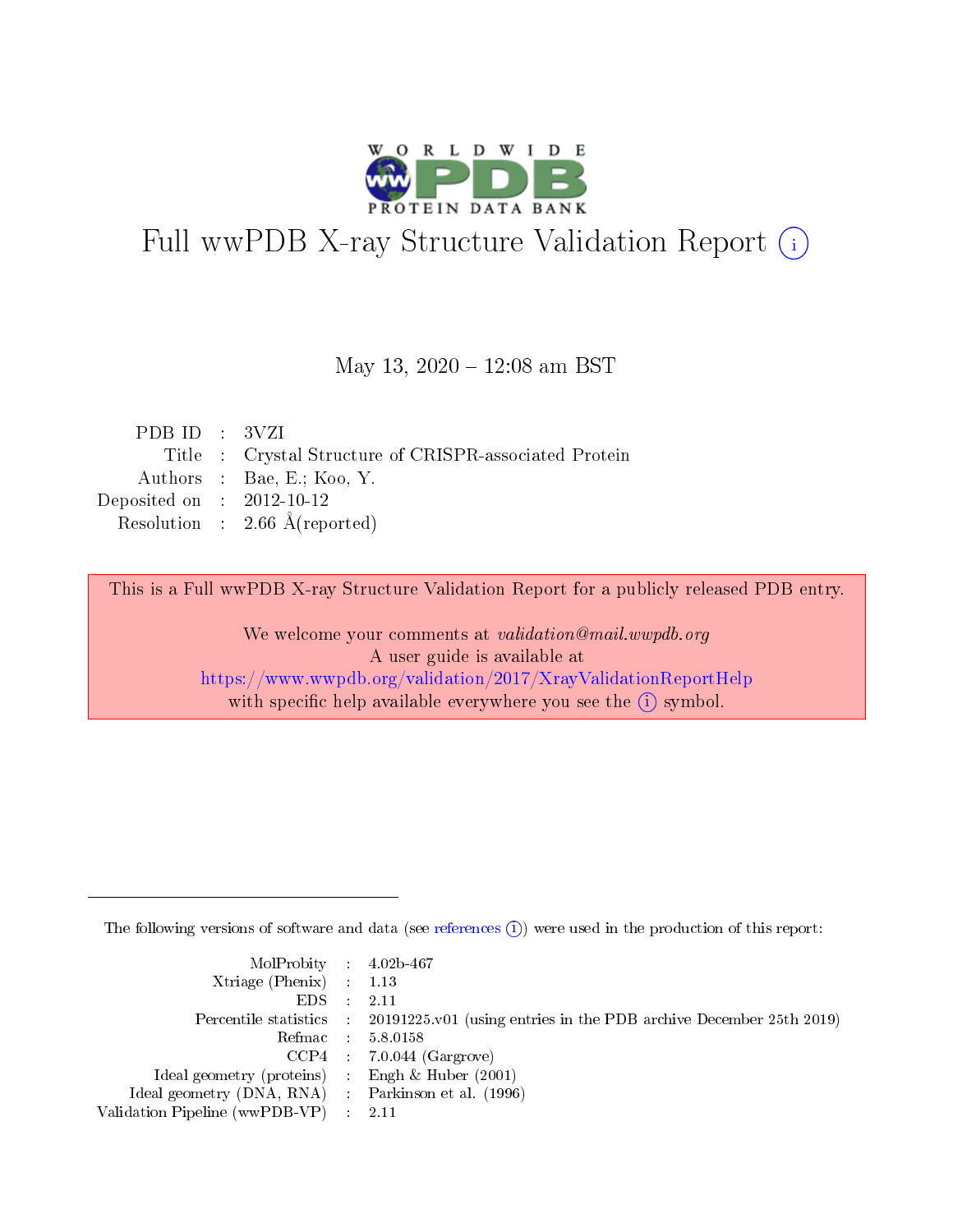# Full wwPDB X-ray Structure Validation Report (i)

May 13, 2020 – 12:08 am BST

| | | |
|---|---|---|
| PDB ID | : | 3VZI |
| Title | : | Crystal Structure of CRISPR-associated Protein |
| Authors | : | Bae, E.; Koo, Y. |
| Deposited on | : | 2012-10-12 |
| Resolution | : | 2.66 Å(reported) |

This is a Full wwPDB X-ray Structure Validation Report for a publicly released PDB entry.

We welcome your comments at *validation@mail.wwpdb.org*
A user guide is available at
https://www.wwpdb.org/validation/2017/XrayValidationReportHelp
with specific help available everywhere you see the (i) symbol.

---

The following versions of software and data (see references (i)) were used in the production of this report:

| | | |
|---|---|---|
| MolProbity | : | 4.02b-467 |
| Xtriage (Phenix) | : | 1.13 |
| EDS | : | 2.11 |
| Percentile statistics | : | 20191225.v01 (using entries in the PDB archive December 25th 2019) |
| Refmac | : | 5.8.0158 |
| CCP4 | : | 7.0.044 (Gargrove) |
| Ideal geometry (proteins) | : | Engh & Huber (2001) |
| Ideal geometry (DNA, RNA) | : | Parkinson et al. (1996) |
| Validation Pipeline (wwPDB-VP) | : | 2.11 |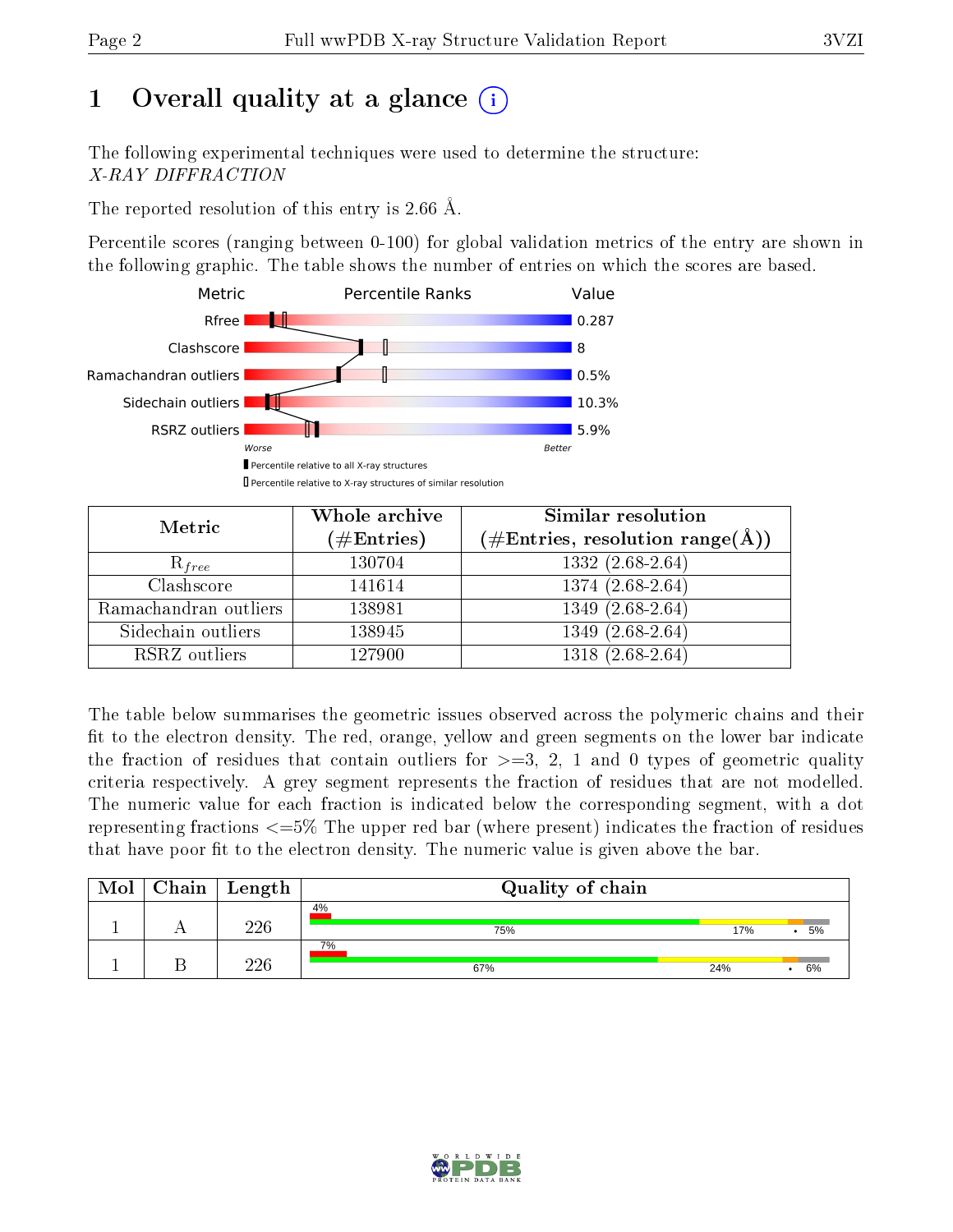# 1 Overall quality at a glance (i)

The following experimental techniques were used to determine the structure:
*X-RAY DIFFRACTION*

The reported resolution of this entry is 2.66 Å.

Percentile scores (ranging between 0-100) for global validation metrics of the entry are shown in the following graphic. The table shows the number of entries on which the scores are based.

| Metric | Value |
|---|---|
| Rfree | 0.287 |
| Clashscore | 8 |
| Ramachandran outliers | 0.5% |
| Sidechain outliers | 10.3% |
| RSRZ outliers | 5.9% |

Worse — Better

▮ Percentile relative to all X-ray structures
▯ Percentile relative to X-ray structures of similar resolution

| Metric | Whole archive (#Entries) | Similar resolution (#Entries, resolution range(Å)) |
|---|---|---|
| $R_{free}$ | 130704 | 1332 (2.68-2.64) |
| Clashscore | 141614 | 1374 (2.68-2.64) |
| Ramachandran outliers | 138981 | 1349 (2.68-2.64) |
| Sidechain outliers | 138945 | 1349 (2.68-2.64) |
| RSRZ outliers | 127900 | 1318 (2.68-2.64) |

The table below summarises the geometric issues observed across the polymeric chains and their fit to the electron density. The red, orange, yellow and green segments on the lower bar indicate the fraction of residues that contain outliers for >=3, 2, 1 and 0 types of geometric quality criteria respectively. A grey segment represents the fraction of residues that are not modelled. The numeric value for each fraction is indicated below the corresponding segment, with a dot representing fractions <=5% The upper red bar (where present) indicates the fraction of residues that have poor fit to the electron density. The numeric value is given above the bar.

| Mol | Chain | Length | Quality of chain |
|---|---|---|---|
| 1 | A | 226 | 4% / 75% / 17% / • / 5% |
| 1 | B | 226 | 7% / 67% / 24% / • / 6% |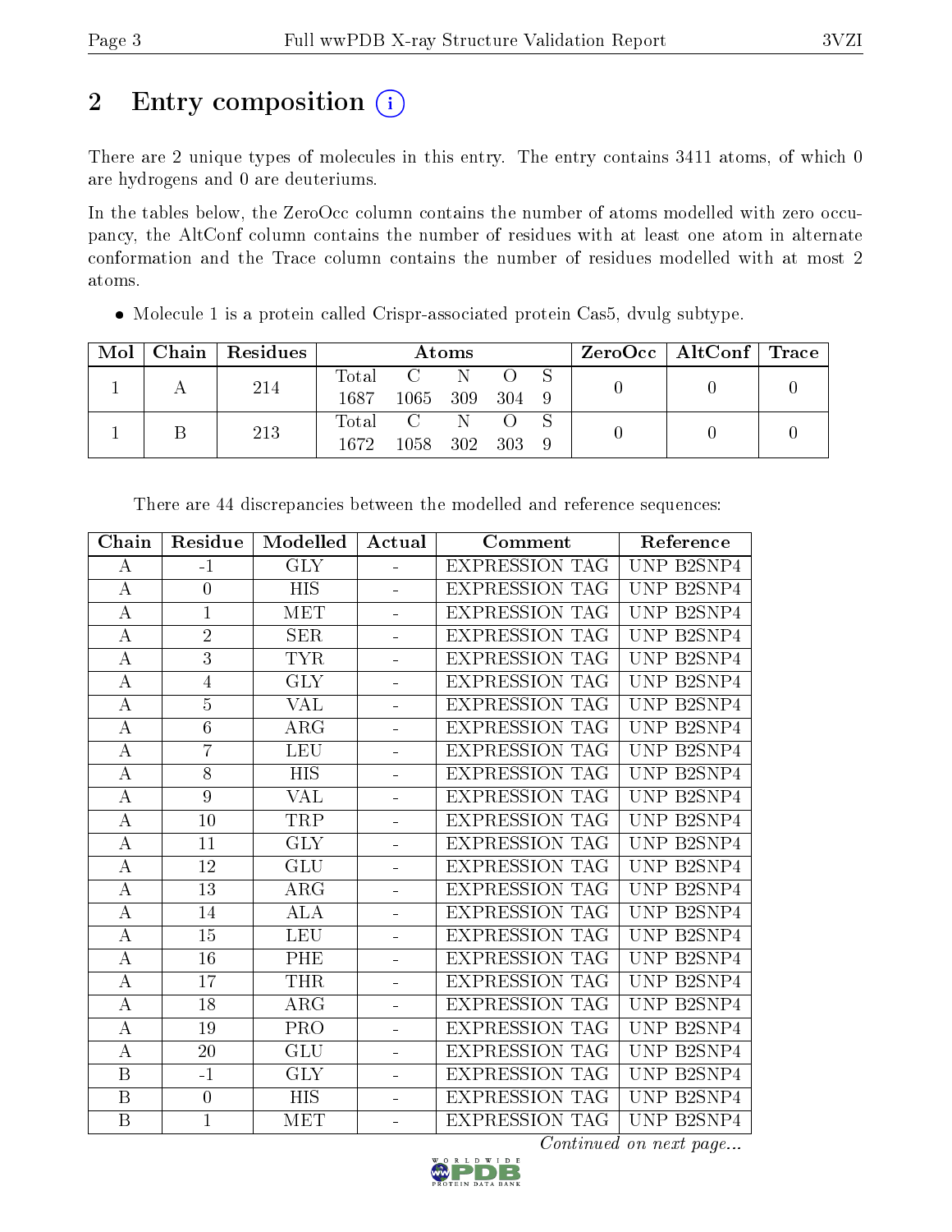# 2 Entry composition

There are 2 unique types of molecules in this entry. The entry contains 3411 atoms, of which 0 are hydrogens and 0 are deuteriums.

In the tables below, the ZeroOcc column contains the number of atoms modelled with zero occupancy, the AltConf column contains the number of residues with at least one atom in alternate conformation and the Trace column contains the number of residues modelled with at most 2 atoms.

- Molecule 1 is a protein called Crispr-associated protein Cas5, dvulg subtype.

| Mol | Chain | Residues | Atoms | | | | | ZeroOcc | AltConf | Trace |
|---|---|---|---|---|---|---|---|---|---|---|
| 1 | A | 214 | Total 1687 | C 1065 | N 309 | O 304 | S 9 | 0 | 0 | 0 |
| 1 | B | 213 | Total 1672 | C 1058 | N 302 | O 303 | S 9 | 0 | 0 | 0 |

There are 44 discrepancies between the modelled and reference sequences:

| Chain | Residue | Modelled | Actual | Comment | Reference |
|---|---|---|---|---|---|
| A | -1 | GLY | - | EXPRESSION TAG | UNP B2SNP4 |
| A | 0 | HIS | - | EXPRESSION TAG | UNP B2SNP4 |
| A | 1 | MET | - | EXPRESSION TAG | UNP B2SNP4 |
| A | 2 | SER | - | EXPRESSION TAG | UNP B2SNP4 |
| A | 3 | TYR | - | EXPRESSION TAG | UNP B2SNP4 |
| A | 4 | GLY | - | EXPRESSION TAG | UNP B2SNP4 |
| A | 5 | VAL | - | EXPRESSION TAG | UNP B2SNP4 |
| A | 6 | ARG | - | EXPRESSION TAG | UNP B2SNP4 |
| A | 7 | LEU | - | EXPRESSION TAG | UNP B2SNP4 |
| A | 8 | HIS | - | EXPRESSION TAG | UNP B2SNP4 |
| A | 9 | VAL | - | EXPRESSION TAG | UNP B2SNP4 |
| A | 10 | TRP | - | EXPRESSION TAG | UNP B2SNP4 |
| A | 11 | GLY | - | EXPRESSION TAG | UNP B2SNP4 |
| A | 12 | GLU | - | EXPRESSION TAG | UNP B2SNP4 |
| A | 13 | ARG | - | EXPRESSION TAG | UNP B2SNP4 |
| A | 14 | ALA | - | EXPRESSION TAG | UNP B2SNP4 |
| A | 15 | LEU | - | EXPRESSION TAG | UNP B2SNP4 |
| A | 16 | PHE | - | EXPRESSION TAG | UNP B2SNP4 |
| A | 17 | THR | - | EXPRESSION TAG | UNP B2SNP4 |
| A | 18 | ARG | - | EXPRESSION TAG | UNP B2SNP4 |
| A | 19 | PRO | - | EXPRESSION TAG | UNP B2SNP4 |
| A | 20 | GLU | - | EXPRESSION TAG | UNP B2SNP4 |
| B | -1 | GLY | - | EXPRESSION TAG | UNP B2SNP4 |
| B | 0 | HIS | - | EXPRESSION TAG | UNP B2SNP4 |
| B | 1 | MET | - | EXPRESSION TAG | UNP B2SNP4 |

*Continued on next page...*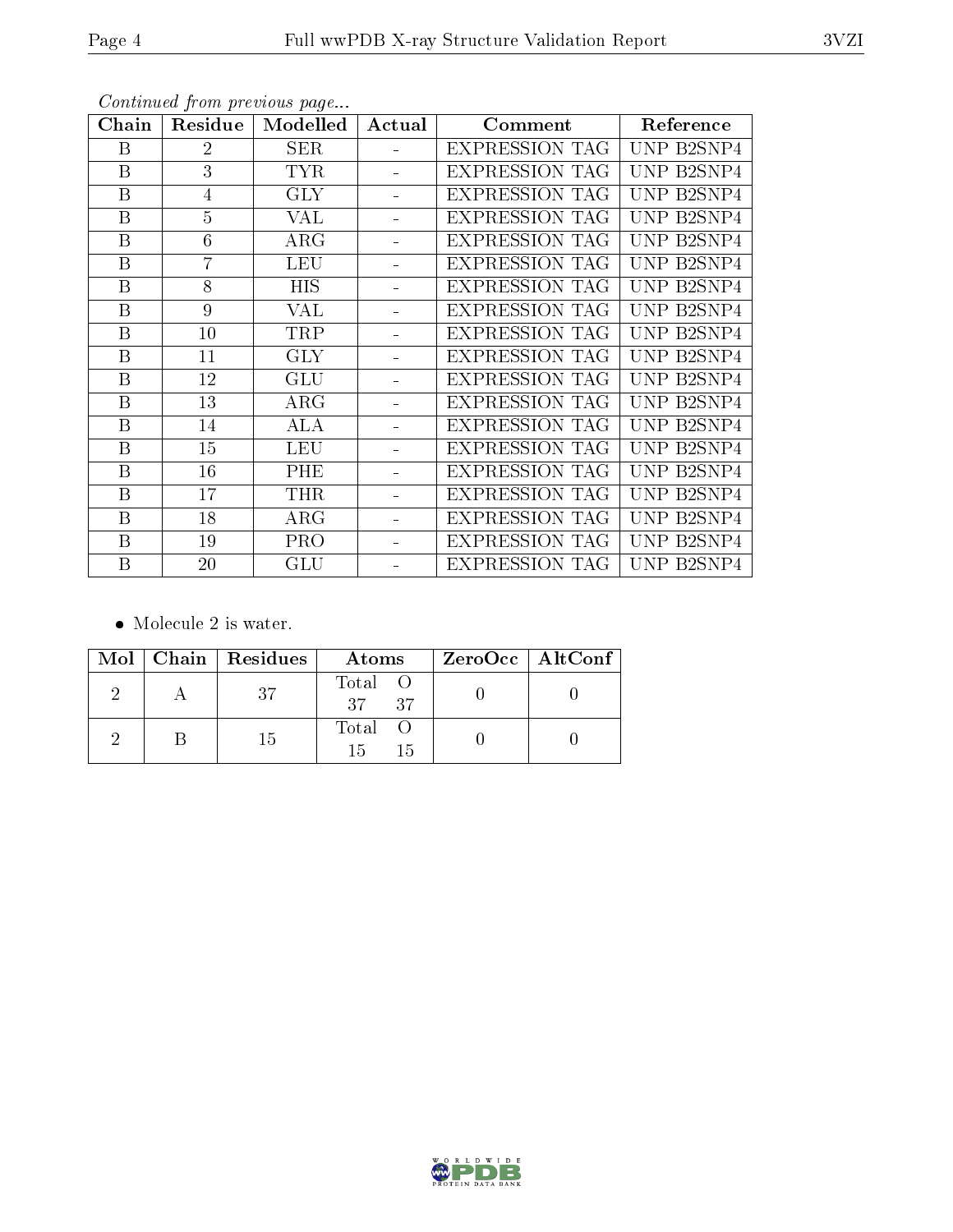*Continued from previous page...*

| Chain | Residue | Modelled | Actual | Comment | Reference |
|---|---|---|---|---|---|
| B | 2 | SER | - | EXPRESSION TAG | UNP B2SNP4 |
| B | 3 | TYR | - | EXPRESSION TAG | UNP B2SNP4 |
| B | 4 | GLY | - | EXPRESSION TAG | UNP B2SNP4 |
| B | 5 | VAL | - | EXPRESSION TAG | UNP B2SNP4 |
| B | 6 | ARG | - | EXPRESSION TAG | UNP B2SNP4 |
| B | 7 | LEU | - | EXPRESSION TAG | UNP B2SNP4 |
| B | 8 | HIS | - | EXPRESSION TAG | UNP B2SNP4 |
| B | 9 | VAL | - | EXPRESSION TAG | UNP B2SNP4 |
| B | 10 | TRP | - | EXPRESSION TAG | UNP B2SNP4 |
| B | 11 | GLY | - | EXPRESSION TAG | UNP B2SNP4 |
| B | 12 | GLU | - | EXPRESSION TAG | UNP B2SNP4 |
| B | 13 | ARG | - | EXPRESSION TAG | UNP B2SNP4 |
| B | 14 | ALA | - | EXPRESSION TAG | UNP B2SNP4 |
| B | 15 | LEU | - | EXPRESSION TAG | UNP B2SNP4 |
| B | 16 | PHE | - | EXPRESSION TAG | UNP B2SNP4 |
| B | 17 | THR | - | EXPRESSION TAG | UNP B2SNP4 |
| B | 18 | ARG | - | EXPRESSION TAG | UNP B2SNP4 |
| B | 19 | PRO | - | EXPRESSION TAG | UNP B2SNP4 |
| B | 20 | GLU | - | EXPRESSION TAG | UNP B2SNP4 |

- Molecule 2 is water.

| Mol | Chain | Residues | Atoms | ZeroOcc | AltConf |
|---|---|---|---|---|---|
| 2 | A | 37 | Total O<br>37 37 | 0 | 0 |
| 2 | B | 15 | Total O<br>15 15 | 0 | 0 |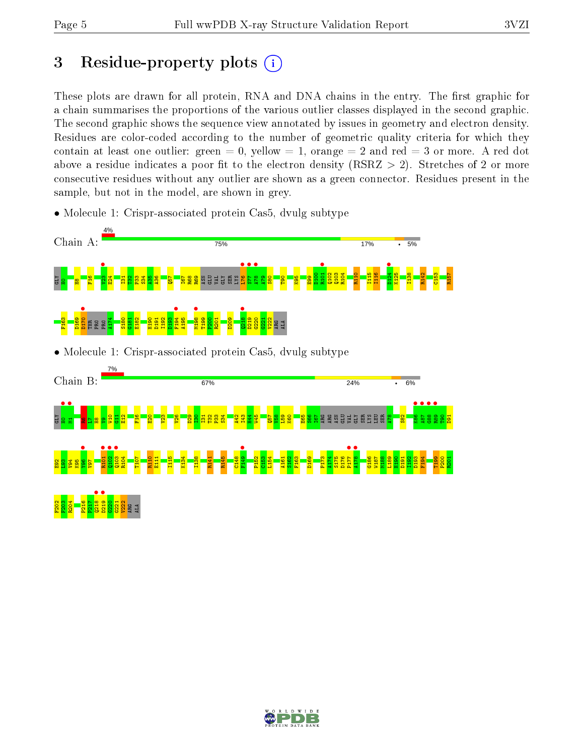# 3 Residue-property plots

These plots are drawn for all protein, RNA and DNA chains in the entry. The first graphic for a chain summarises the proportions of the various outlier classes displayed in the second graphic. The second graphic shows the sequence view annotated by issues in geometry and electron density. Residues are color-coded according to the number of geometric quality criteria for which they contain at least one outlier: green = 0, yellow = 1, orange = 2 and red = 3 or more. A red dot above a residue indicates a poor fit to the electron density (RSRZ > 2). Stretches of 2 or more consecutive residues without any outlier are shown as a green connector. Residues present in the sample, but not in the model, are shown in grey.

- Molecule 1: Crispr-associated protein Cas5, dvulg subtype

Chain A: 4% | 75% | 17% | • | 5%

GLY H0 H8 F16 V23 E24 I31 T32 P33 S34 A35 A36 Q57 I67 R68 R69 ASN GLU VAL GLY SER LYS L76 S77 A78 A79 S80 T90 K95 E99 D100 R101 Q102 Q103 R104 R110 I115 I116 D124 K125 I138 R142 C153 R157 F163 D169 D170 THR PRO PRO A174 S180 G181 E182 H190 D191 I192 D193 F194 A195 M198 T199 P200 R201 D209 Q218 D219 G220 G221 V222 ARG ALA

- Molecule 1: Crispr-associated protein Cas5, dvulg subtype

Chain B: 7% | 67% | 24% | • | 6%

GLY H0 H1 M6 L7 H8 V9 W10 G11 E12 F16 E20 V23 V26 D29 I30 I31 T32 P33 S34 A42 I43 H44 W45 Q57 V58 L59 K60 K65 S66 I67 ARG ARG ASN GLU VAL GLY SER LYS LEU SER A78 S82 K86 A87 G88 R89 T90 D91 E92 L93 V94 K95 Y96 V97 R101 Q102 Q103 R104 T107 R110 E111 I115 K134 I138 R141 R145 C148 F149 P152 C153 L154 A161 S162 F163 D169 P173 A174 S175 D176 P177 A178 G186 W187 M188 L189 H190 D191 I192 D193 F194 T199 P200 R201 F202 P203 R204 P216 P217 Q218 D219 G220 G221 V222 ARG ALA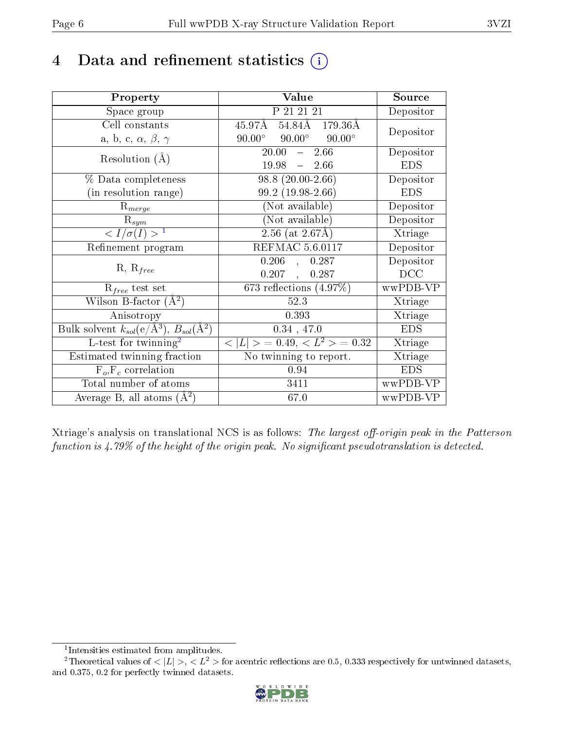# 4 Data and refinement statistics (i)

| Property | Value | Source |
|---|---|---|
| Space group | P 21 21 21 | Depositor |
| Cell constants<br>a, b, c, $\alpha$, $\beta$, $\gamma$ | 45.97Å 54.84Å 179.36Å<br>90.00° 90.00° 90.00° | Depositor |
| Resolution (Å) | 20.00 – 2.66<br>19.98 – 2.66 | Depositor<br>EDS |
| % Data completeness<br>(in resolution range) | 98.8 (20.00-2.66)<br>99.2 (19.98-2.66) | Depositor<br>EDS |
| $R_{merge}$ | (Not available) | Depositor |
| $R_{sym}$ | (Not available) | Depositor |
| $< I/\sigma(I) >$ [1] | 2.56 (at 2.67Å) | Xtriage |
| Refinement program | REFMAC 5.6.0117 | Depositor |
| R, $R_{free}$ | 0.206 , 0.287<br>0.207 , 0.287 | Depositor<br>DCC |
| $R_{free}$ test set | 673 reflections (4.97%) | wwPDB-VP |
| Wilson B-factor (Å$^2$) | 52.3 | Xtriage |
| Anisotropy | 0.393 | Xtriage |
| Bulk solvent $k_{sol}$(e/Å$^3$), $B_{sol}$(Å$^2$) | 0.34 , 47.0 | EDS |
| L-test for twinning[2] | $< \|L\| > = 0.49$, $< L^2 > = 0.32$ | Xtriage |
| Estimated twinning fraction | No twinning to report. | Xtriage |
| $F_o$,$F_c$ correlation | 0.94 | EDS |
| Total number of atoms | 3411 | wwPDB-VP |
| Average B, all atoms (Å$^2$) | 67.0 | wwPDB-VP |

Xtriage's analysis on translational NCS is as follows: *The largest off-origin peak in the Patterson function is 4.79% of the height of the origin peak. No significant pseudotranslation is detected.*

[1] Intensities estimated from amplitudes.

[2] Theoretical values of $< |L| >$, $< L^2 >$ for acentric reflections are 0.5, 0.333 respectively for untwinned datasets, and 0.375, 0.2 for perfectly twinned datasets.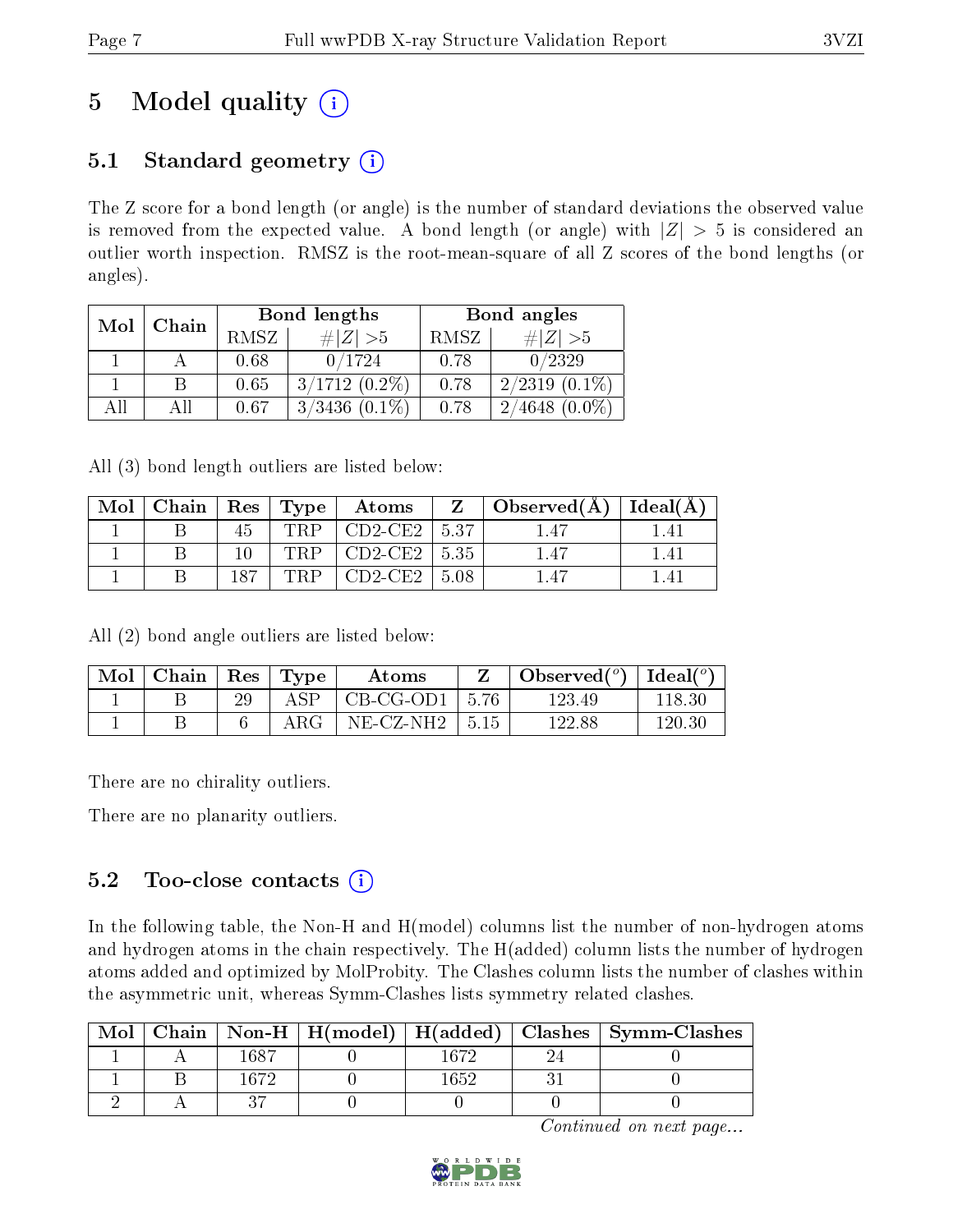# 5 Model quality (i)

## 5.1 Standard geometry (i)

The Z score for a bond length (or angle) is the number of standard deviations the observed value is removed from the expected value. A bond length (or angle) with $|Z| > 5$ is considered an outlier worth inspection. RMSZ is the root-mean-square of all Z scores of the bond lengths (or angles).

| Mol | Chain | Bond lengths | | Bond angles | |
|---|---|---|---|---|---|
| | | RMSZ | #\|Z\| >5 | RMSZ | #\|Z\| >5 |
| 1 | A | 0.68 | 0/1724 | 0.78 | 0/2329 |
| 1 | B | 0.65 | 3/1712 (0.2%) | 0.78 | 2/2319 (0.1%) |
| All | All | 0.67 | 3/3436 (0.1%) | 0.78 | 2/4648 (0.0%) |

All (3) bond length outliers are listed below:

| Mol | Chain | Res | Type | Atoms | Z | Observed(Å) | Ideal(Å) |
|---|---|---|---|---|---|---|---|
| 1 | B | 45 | TRP | CD2-CE2 | 5.37 | 1.47 | 1.41 |
| 1 | B | 10 | TRP | CD2-CE2 | 5.35 | 1.47 | 1.41 |
| 1 | B | 187 | TRP | CD2-CE2 | 5.08 | 1.47 | 1.41 |

All (2) bond angle outliers are listed below:

| Mol | Chain | Res | Type | Atoms | Z | Observed(°) | Ideal(°) |
|---|---|---|---|---|---|---|---|
| 1 | B | 29 | ASP | CB-CG-OD1 | 5.76 | 123.49 | 118.30 |
| 1 | B | 6 | ARG | NE-CZ-NH2 | 5.15 | 122.88 | 120.30 |

There are no chirality outliers.

There are no planarity outliers.

## 5.2 Too-close contacts (i)

In the following table, the Non-H and H(model) columns list the number of non-hydrogen atoms and hydrogen atoms in the chain respectively. The H(added) column lists the number of hydrogen atoms added and optimized by MolProbity. The Clashes column lists the number of clashes within the asymmetric unit, whereas Symm-Clashes lists symmetry related clashes.

| Mol | Chain | Non-H | H(model) | H(added) | Clashes | Symm-Clashes |
|---|---|---|---|---|---|---|
| 1 | A | 1687 | 0 | 1672 | 24 | 0 |
| 1 | B | 1672 | 0 | 1652 | 31 | 0 |
| 2 | A | 37 | 0 | 0 | 0 | 0 |

*Continued on next page...*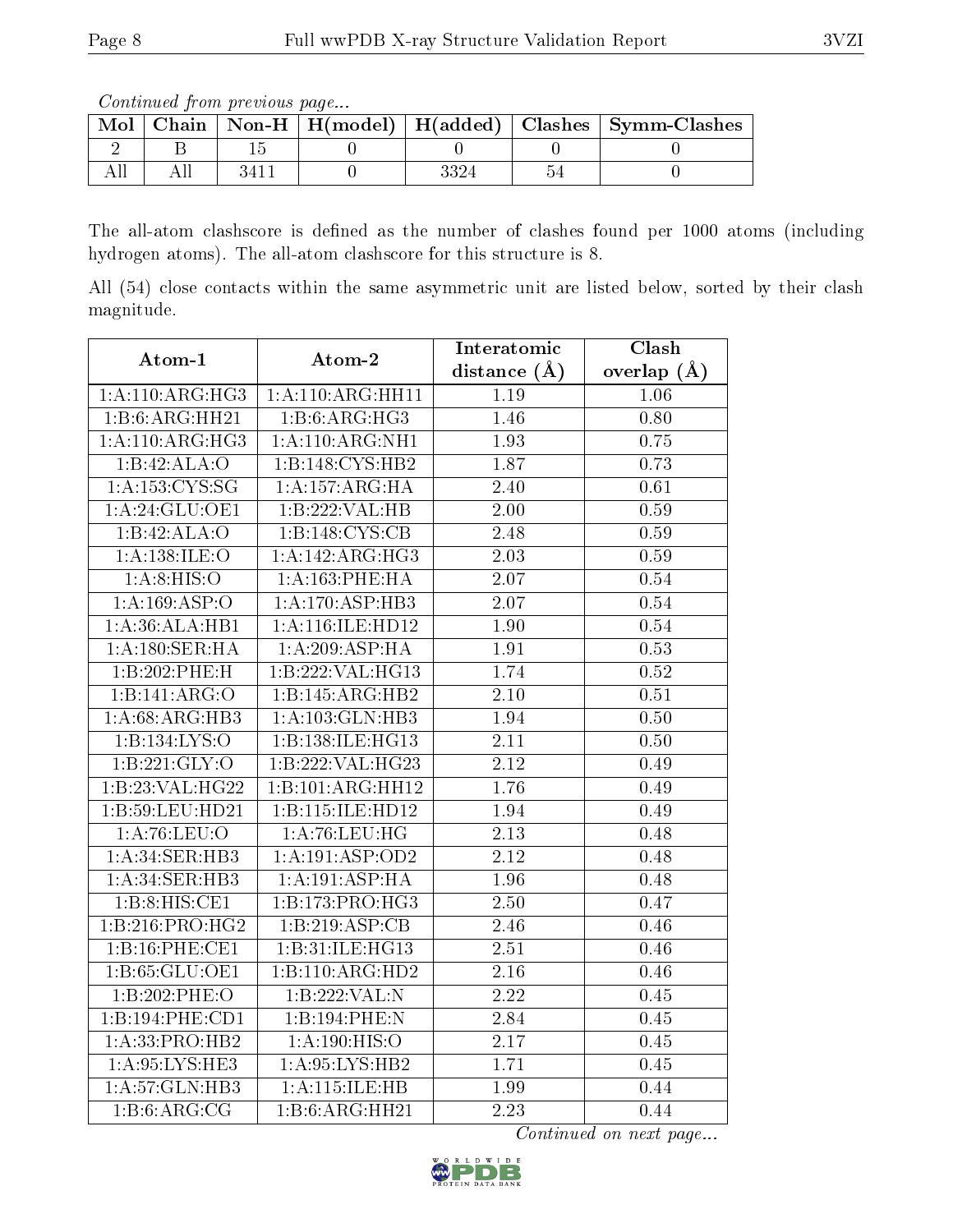*Continued from previous page...*

| Mol | Chain | Non-H | H(model) | H(added) | Clashes | Symm-Clashes |
|---|---|---|---|---|---|---|
| 2 | B | 15 | 0 | 0 | 0 | 0 |
| All | All | 3411 | 0 | 3324 | 54 | 0 |

The all-atom clashscore is defined as the number of clashes found per 1000 atoms (including hydrogen atoms). The all-atom clashscore for this structure is 8.

All (54) close contacts within the same asymmetric unit are listed below, sorted by their clash magnitude.

| Atom-1 | Atom-2 | Interatomic distance (Å) | Clash overlap (Å) |
|---|---|---|---|
| 1:A:110:ARG:HG3 | 1:A:110:ARG:HH11 | 1.19 | 1.06 |
| 1:B:6:ARG:HH21 | 1:B:6:ARG:HG3 | 1.46 | 0.80 |
| 1:A:110:ARG:HG3 | 1:A:110:ARG:NH1 | 1.93 | 0.75 |
| 1:B:42:ALA:O | 1:B:148:CYS:HB2 | 1.87 | 0.73 |
| 1:A:153:CYS:SG | 1:A:157:ARG:HA | 2.40 | 0.61 |
| 1:A:24:GLU:OE1 | 1:B:222:VAL:HB | 2.00 | 0.59 |
| 1:B:42:ALA:O | 1:B:148:CYS:CB | 2.48 | 0.59 |
| 1:A:138:ILE:O | 1:A:142:ARG:HG3 | 2.03 | 0.59 |
| 1:A:8:HIS:O | 1:A:163:PHE:HA | 2.07 | 0.54 |
| 1:A:169:ASP:O | 1:A:170:ASP:HB3 | 2.07 | 0.54 |
| 1:A:36:ALA:HB1 | 1:A:116:ILE:HD12 | 1.90 | 0.54 |
| 1:A:180:SER:HA | 1:A:209:ASP:HA | 1.91 | 0.53 |
| 1:B:202:PHE:H | 1:B:222:VAL:HG13 | 1.74 | 0.52 |
| 1:B:141:ARG:O | 1:B:145:ARG:HB2 | 2.10 | 0.51 |
| 1:A:68:ARG:HB3 | 1:A:103:GLN:HB3 | 1.94 | 0.50 |
| 1:B:134:LYS:O | 1:B:138:ILE:HG13 | 2.11 | 0.50 |
| 1:B:221:GLY:O | 1:B:222:VAL:HG23 | 2.12 | 0.49 |
| 1:B:23:VAL:HG22 | 1:B:101:ARG:HH12 | 1.76 | 0.49 |
| 1:B:59:LEU:HD21 | 1:B:115:ILE:HD12 | 1.94 | 0.49 |
| 1:A:76:LEU:O | 1:A:76:LEU:HG | 2.13 | 0.48 |
| 1:A:34:SER:HB3 | 1:A:191:ASP:OD2 | 2.12 | 0.48 |
| 1:A:34:SER:HB3 | 1:A:191:ASP:HA | 1.96 | 0.48 |
| 1:B:8:HIS:CE1 | 1:B:173:PRO:HG3 | 2.50 | 0.47 |
| 1:B:216:PRO:HG2 | 1:B:219:ASP:CB | 2.46 | 0.46 |
| 1:B:16:PHE:CE1 | 1:B:31:ILE:HG13 | 2.51 | 0.46 |
| 1:B:65:GLU:OE1 | 1:B:110:ARG:HD2 | 2.16 | 0.46 |
| 1:B:202:PHE:O | 1:B:222:VAL:N | 2.22 | 0.45 |
| 1:B:194:PHE:CD1 | 1:B:194:PHE:N | 2.84 | 0.45 |
| 1:A:33:PRO:HB2 | 1:A:190:HIS:O | 2.17 | 0.45 |
| 1:A:95:LYS:HE3 | 1:A:95:LYS:HB2 | 1.71 | 0.45 |
| 1:A:57:GLN:HB3 | 1:A:115:ILE:HB | 1.99 | 0.44 |
| 1:B:6:ARG:CG | 1:B:6:ARG:HH21 | 2.23 | 0.44 |

*Continued on next page...*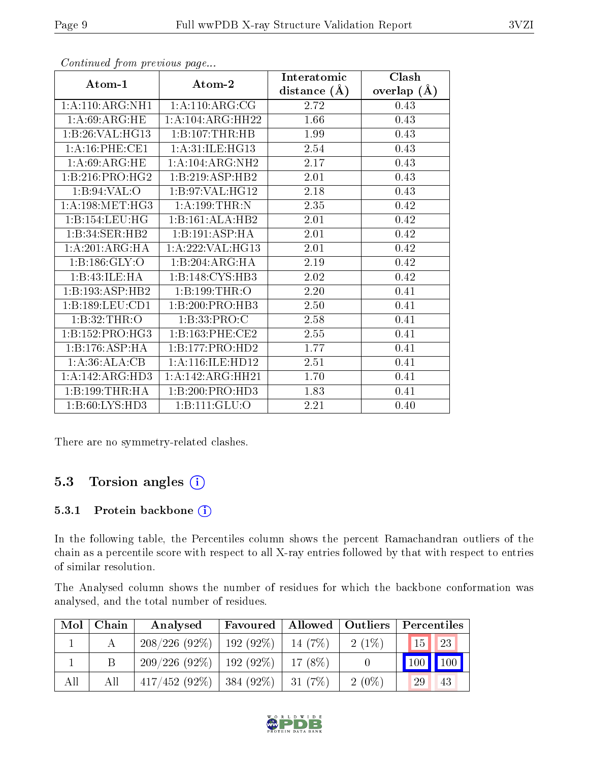*Continued from previous page...*

| Atom-1 | Atom-2 | Interatomic distance (Å) | Clash overlap (Å) |
|---|---|---|---|
| 1:A:110:ARG:NH1 | 1:A:110:ARG:CG | 2.72 | 0.43 |
| 1:A:69:ARG:HE | 1:A:104:ARG:HH22 | 1.66 | 0.43 |
| 1:B:26:VAL:HG13 | 1:B:107:THR:HB | 1.99 | 0.43 |
| 1:A:16:PHE:CE1 | 1:A:31:ILE:HG13 | 2.54 | 0.43 |
| 1:A:69:ARG:HE | 1:A:104:ARG:NH2 | 2.17 | 0.43 |
| 1:B:216:PRO:HG2 | 1:B:219:ASP:HB2 | 2.01 | 0.43 |
| 1:B:94:VAL:O | 1:B:97:VAL:HG12 | 2.18 | 0.43 |
| 1:A:198:MET:HG3 | 1:A:199:THR:N | 2.35 | 0.42 |
| 1:B:154:LEU:HG | 1:B:161:ALA:HB2 | 2.01 | 0.42 |
| 1:B:34:SER:HB2 | 1:B:191:ASP:HA | 2.01 | 0.42 |
| 1:A:201:ARG:HA | 1:A:222:VAL:HG13 | 2.01 | 0.42 |
| 1:B:186:GLY:O | 1:B:204:ARG:HA | 2.19 | 0.42 |
| 1:B:43:ILE:HA | 1:B:148:CYS:HB3 | 2.02 | 0.42 |
| 1:B:193:ASP:HB2 | 1:B:199:THR:O | 2.20 | 0.41 |
| 1:B:189:LEU:CD1 | 1:B:200:PRO:HB3 | 2.50 | 0.41 |
| 1:B:32:THR:O | 1:B:33:PRO:C | 2.58 | 0.41 |
| 1:B:152:PRO:HG3 | 1:B:163:PHE:CE2 | 2.55 | 0.41 |
| 1:B:176:ASP:HA | 1:B:177:PRO:HD2 | 1.77 | 0.41 |
| 1:A:36:ALA:CB | 1:A:116:ILE:HD12 | 2.51 | 0.41 |
| 1:A:142:ARG:HD3 | 1:A:142:ARG:HH21 | 1.70 | 0.41 |
| 1:B:199:THR:HA | 1:B:200:PRO:HD3 | 1.83 | 0.41 |
| 1:B:60:LYS:HD3 | 1:B:111:GLU:O | 2.21 | 0.40 |

There are no symmetry-related clashes.

### 5.3 Torsion angles

#### 5.3.1 Protein backbone

In the following table, the Percentiles column shows the percent Ramachandran outliers of the chain as a percentile score with respect to all X-ray entries followed by that with respect to entries of similar resolution.

The Analysed column shows the number of residues for which the backbone conformation was analysed, and the total number of residues.

| Mol | Chain | Analysed | Favoured | Allowed | Outliers | Percentiles | |
|---|---|---|---|---|---|---|---|
| 1 | A | 208/226 (92%) | 192 (92%) | 14 (7%) | 2 (1%) | 15 | 23 |
| 1 | B | 209/226 (92%) | 192 (92%) | 17 (8%) | 0 | 100 | 100 |
| All | All | 417/452 (92%) | 384 (92%) | 31 (7%) | 2 (0%) | 29 | 43 |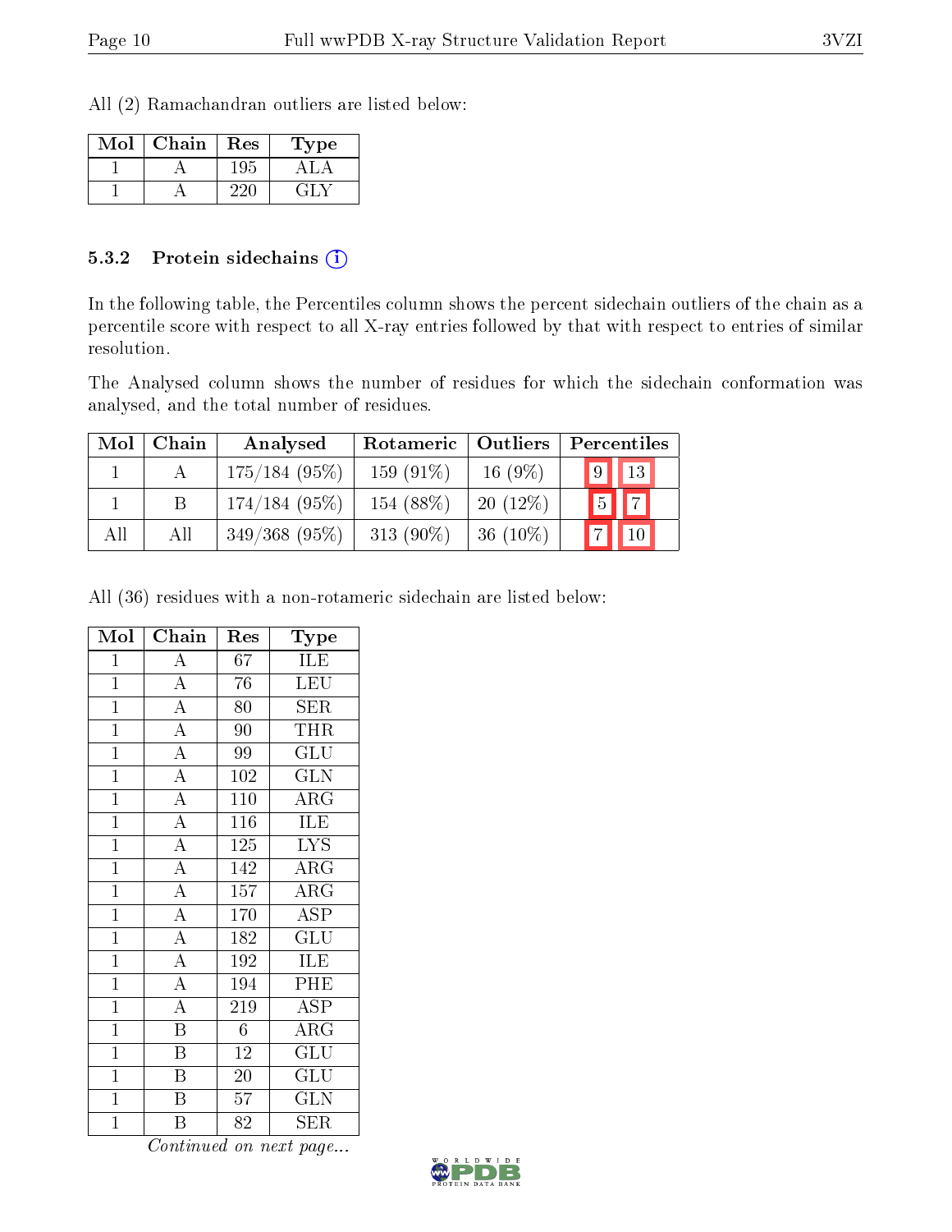All (2) Ramachandran outliers are listed below:

| Mol | Chain | Res | Type |
|---|---|---|---|
| 1 | A | 195 | ALA |
| 1 | A | 220 | GLY |

### 5.3.2 Protein sidechains (i)

In the following table, the Percentiles column shows the percent sidechain outliers of the chain as a percentile score with respect to all X-ray entries followed by that with respect to entries of similar resolution.

The Analysed column shows the number of residues for which the sidechain conformation was analysed, and the total number of residues.

| Mol | Chain | Analysed | Rotameric | Outliers | Percentiles | |
|---|---|---|---|---|---|---|
| 1 | A | 175/184 (95%) | 159 (91%) | 16 (9%) | 9 | 13 |
| 1 | B | 174/184 (95%) | 154 (88%) | 20 (12%) | 5 | 7 |
| All | All | 349/368 (95%) | 313 (90%) | 36 (10%) | 7 | 10 |

All (36) residues with a non-rotameric sidechain are listed below:

| Mol | Chain | Res | Type |
|---|---|---|---|
| 1 | A | 67 | ILE |
| 1 | A | 76 | LEU |
| 1 | A | 80 | SER |
| 1 | A | 90 | THR |
| 1 | A | 99 | GLU |
| 1 | A | 102 | GLN |
| 1 | A | 110 | ARG |
| 1 | A | 116 | ILE |
| 1 | A | 125 | LYS |
| 1 | A | 142 | ARG |
| 1 | A | 157 | ARG |
| 1 | A | 170 | ASP |
| 1 | A | 182 | GLU |
| 1 | A | 192 | ILE |
| 1 | A | 194 | PHE |
| 1 | A | 219 | ASP |
| 1 | B | 6 | ARG |
| 1 | B | 12 | GLU |
| 1 | B | 20 | GLU |
| 1 | B | 57 | GLN |
| 1 | B | 82 | SER |

*Continued on next page...*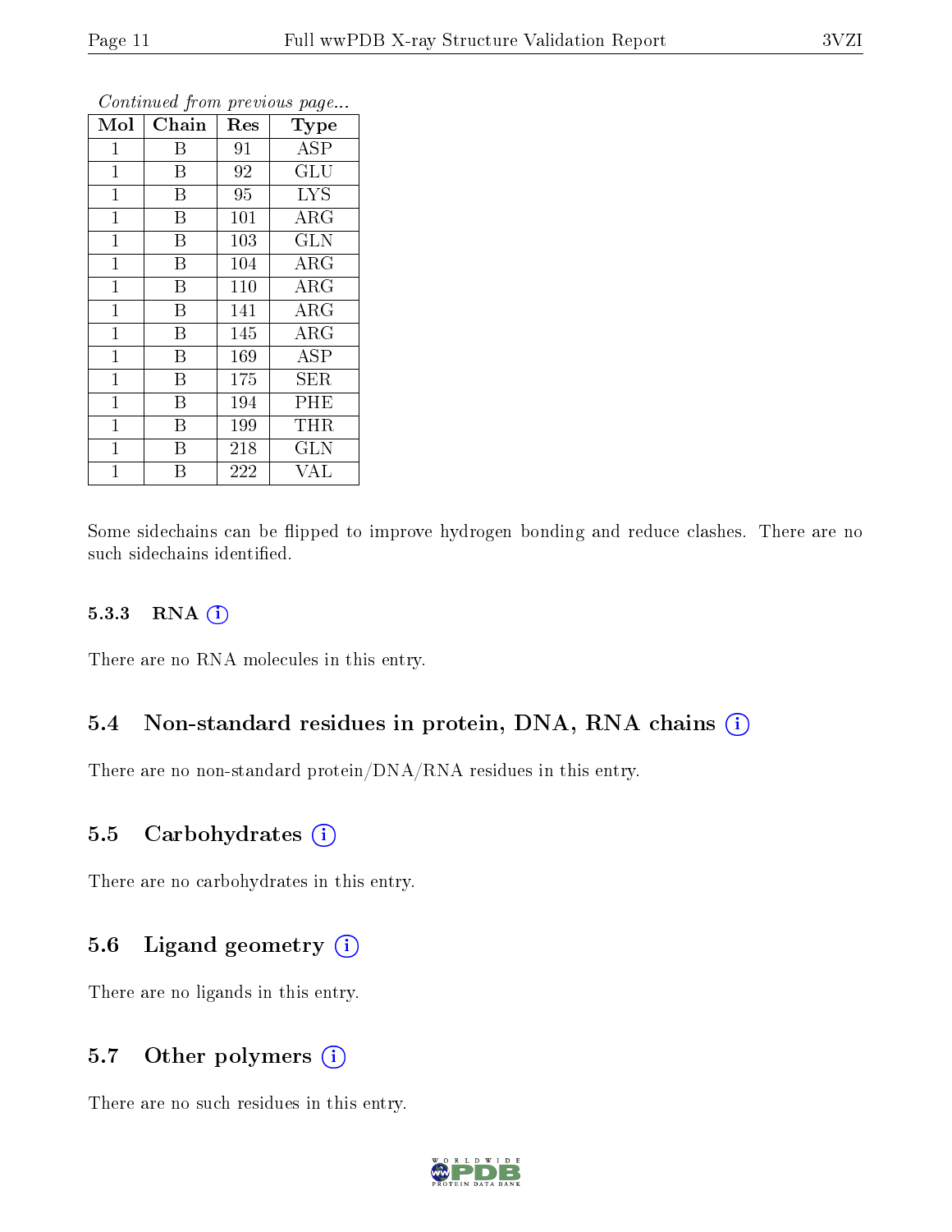*Continued from previous page...*

| Mol | Chain | Res | Type |
|---|---|---|---|
| 1 | B | 91 | ASP |
| 1 | B | 92 | GLU |
| 1 | B | 95 | LYS |
| 1 | B | 101 | ARG |
| 1 | B | 103 | GLN |
| 1 | B | 104 | ARG |
| 1 | B | 110 | ARG |
| 1 | B | 141 | ARG |
| 1 | B | 145 | ARG |
| 1 | B | 169 | ASP |
| 1 | B | 175 | SER |
| 1 | B | 194 | PHE |
| 1 | B | 199 | THR |
| 1 | B | 218 | GLN |
| 1 | B | 222 | VAL |

Some sidechains can be flipped to improve hydrogen bonding and reduce clashes. There are no such sidechains identified.

### 5.3.3 RNA

There are no RNA molecules in this entry.

## 5.4 Non-standard residues in protein, DNA, RNA chains

There are no non-standard protein/DNA/RNA residues in this entry.

## 5.5 Carbohydrates

There are no carbohydrates in this entry.

## 5.6 Ligand geometry

There are no ligands in this entry.

## 5.7 Other polymers

There are no such residues in this entry.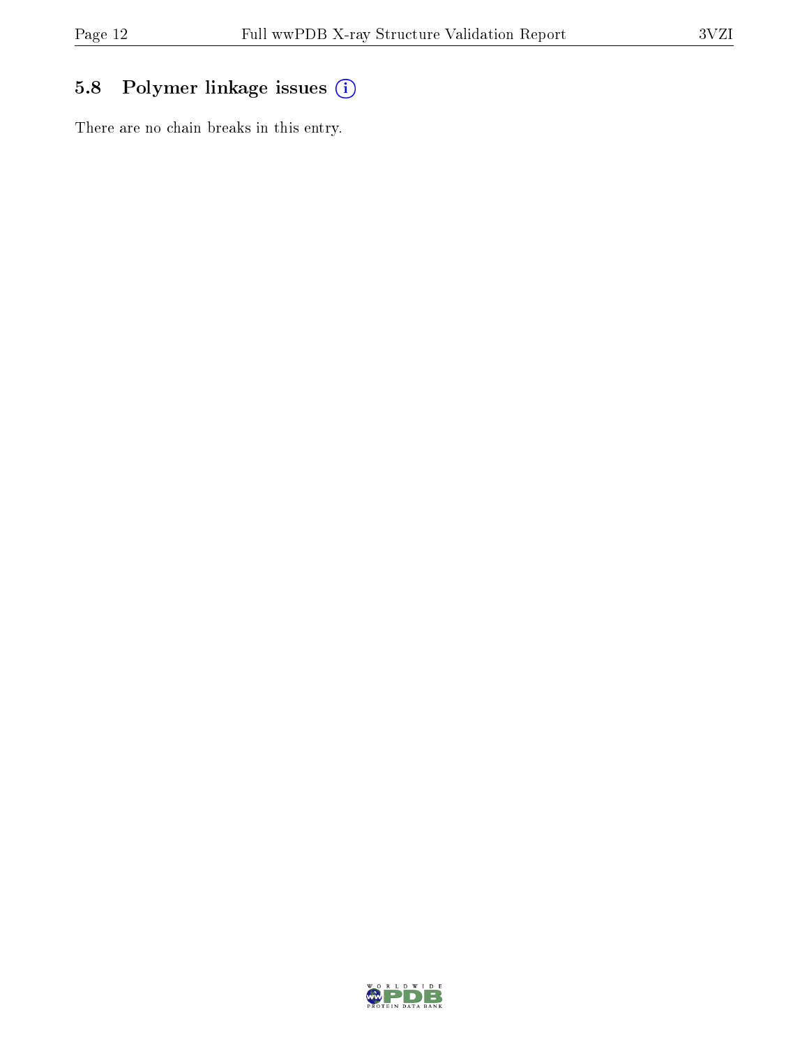## 5.8 Polymer linkage issues

There are no chain breaks in this entry.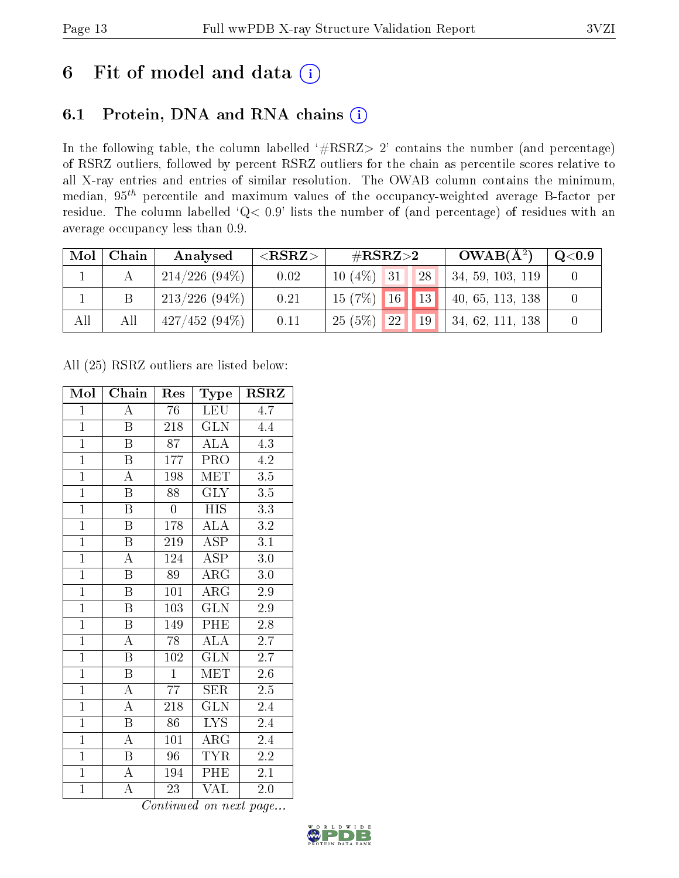# 6 Fit of model and data

## 6.1 Protein, DNA and RNA chains

In the following table, the column labelled '#RSRZ> 2' contains the number (and percentage) of RSRZ outliers, followed by percent RSRZ outliers for the chain as percentile scores relative to all X-ray entries and entries of similar resolution. The OWAB column contains the minimum, median, $95^{th}$ percentile and maximum values of the occupancy-weighted average B-factor per residue. The column labelled 'Q< 0.9' lists the number of (and percentage) of residues with an average occupancy less than 0.9.

| Mol | Chain | Analysed | <RSRZ> | #RSRZ>2 | | | OWAB(Å$^2$) | Q<0.9 |
|---|---|---|---|---|---|---|---|---|
| 1 | A | 214/226 (94%) | 0.02 | 10 (4%) | 31 | 28 | 34, 59, 103, 119 | 0 |
| 1 | B | 213/226 (94%) | 0.21 | 15 (7%) | 16 | 13 | 40, 65, 113, 138 | 0 |
| All | All | 427/452 (94%) | 0.11 | 25 (5%) | 22 | 19 | 34, 62, 111, 138 | 0 |

All (25) RSRZ outliers are listed below:

| Mol | Chain | Res | Type | RSRZ |
|---|---|---|---|---|
| 1 | A | 76 | LEU | 4.7 |
| 1 | B | 218 | GLN | 4.4 |
| 1 | B | 87 | ALA | 4.3 |
| 1 | B | 177 | PRO | 4.2 |
| 1 | A | 198 | MET | 3.5 |
| 1 | B | 88 | GLY | 3.5 |
| 1 | B | 0 | HIS | 3.3 |
| 1 | B | 178 | ALA | 3.2 |
| 1 | B | 219 | ASP | 3.1 |
| 1 | A | 124 | ASP | 3.0 |
| 1 | B | 89 | ARG | 3.0 |
| 1 | B | 101 | ARG | 2.9 |
| 1 | B | 103 | GLN | 2.9 |
| 1 | B | 149 | PHE | 2.8 |
| 1 | A | 78 | ALA | 2.7 |
| 1 | B | 102 | GLN | 2.7 |
| 1 | B | 1 | MET | 2.6 |
| 1 | A | 77 | SER | 2.5 |
| 1 | A | 218 | GLN | 2.4 |
| 1 | B | 86 | LYS | 2.4 |
| 1 | A | 101 | ARG | 2.4 |
| 1 | B | 96 | TYR | 2.2 |
| 1 | A | 194 | PHE | 2.1 |
| 1 | A | 23 | VAL | 2.0 |

*Continued on next page...*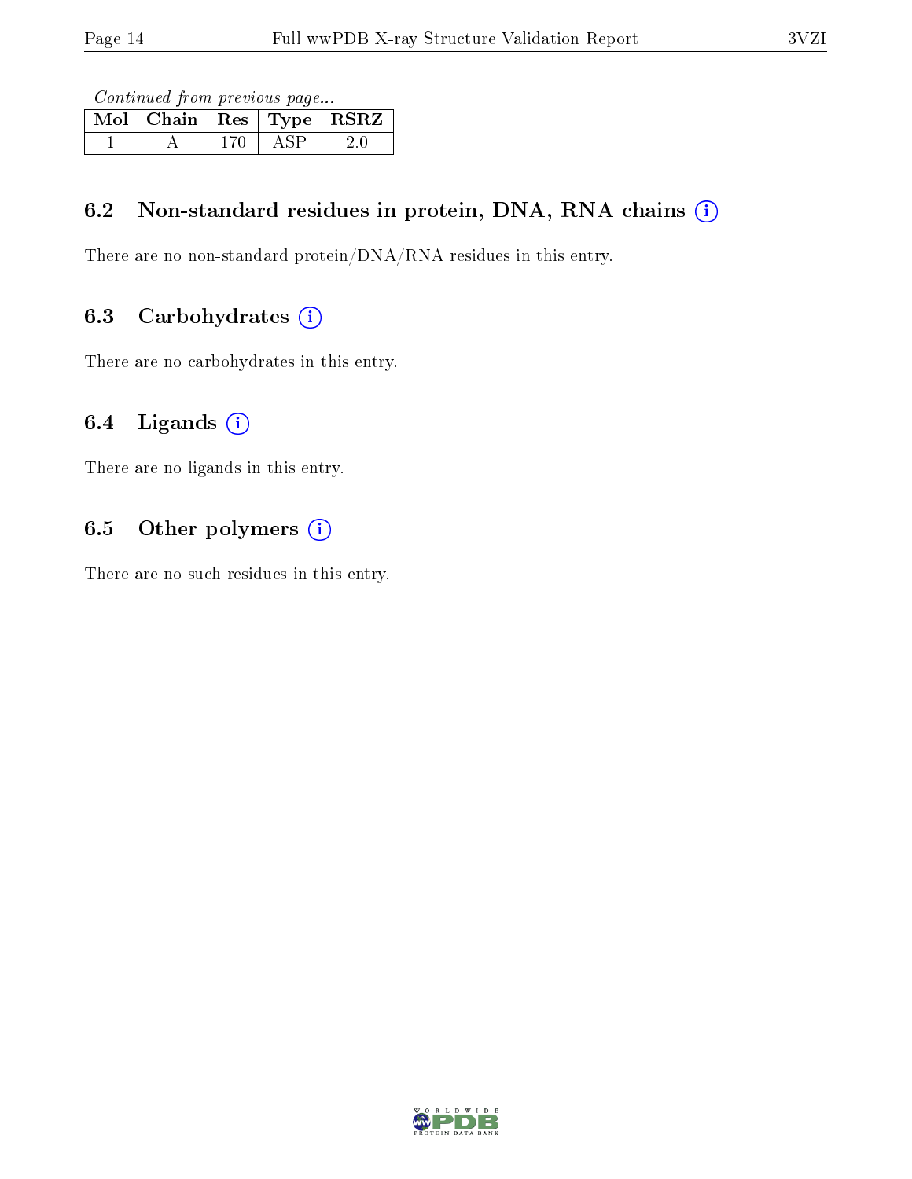*Continued from previous page...*

| Mol | Chain | Res | Type | RSRZ |
|---|---|---|---|---|
| 1 | A | 170 | ASP | 2.0 |

### 6.2 Non-standard residues in protein, DNA, RNA chains

There are no non-standard protein/DNA/RNA residues in this entry.

### 6.3 Carbohydrates

There are no carbohydrates in this entry.

### 6.4 Ligands

There are no ligands in this entry.

### 6.5 Other polymers

There are no such residues in this entry.